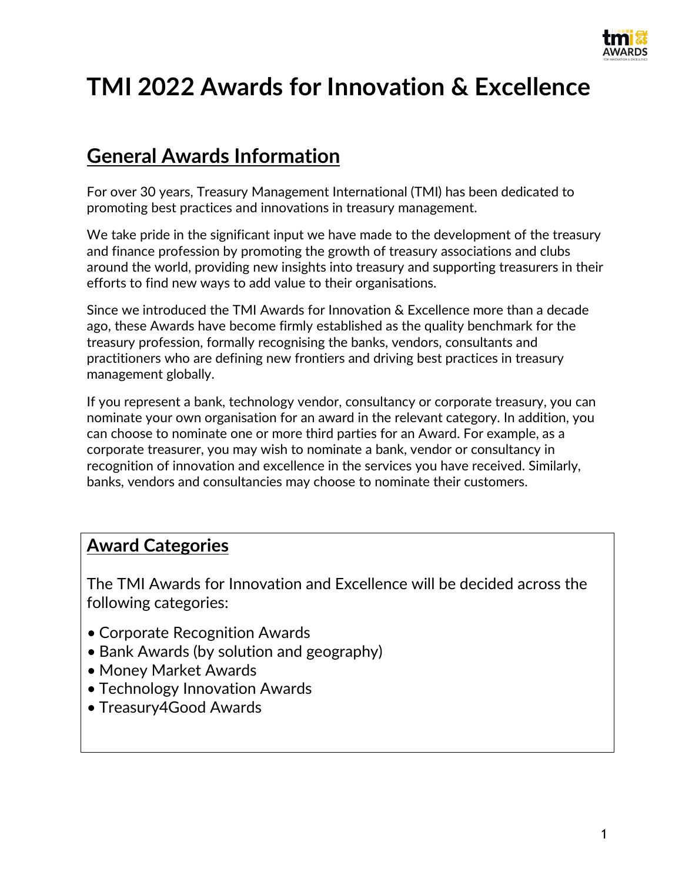# TMI 2022 Awards for Innovation & Excellence

## General Awards Information

For over 30 years, Treasury Management International (TMI) has been dedicated to promoting best practices and innovations in treasury management.

We take pride in the significant input we have made to the development of the treasury and finance profession by promoting the growth of treasury associations and clubs around the world, providing new insights into treasury and supporting treasurers in their efforts to find new ways to add value to their organisations.

Since we introduced the TMI Awards for Innovation & Excellence more than a decade ago, these Awards have become firmly established as the quality benchmark for the treasury profession, formally recognising the banks, vendors, consultants and practitioners who are defining new frontiers and driving best practices in treasury management globally.

If you represent a bank, technology vendor, consultancy or corporate treasury, you can nominate your own organisation for an award in the relevant category. In addition, you can choose to nominate one or more third parties for an Award. For example, as a corporate treasurer, you may wish to nominate a bank, vendor or consultancy in recognition of innovation and excellence in the services you have received. Similarly, banks, vendors and consultancies may choose to nominate their customers.

## Award Categories

The TMI Awards for Innovation and Excellence will be decided across the following categories:

- Corporate Recognition Awards
- Bank Awards (by solution and geography)
- Money Market Awards
- Technology Innovation Awards
- Treasury4Good Awards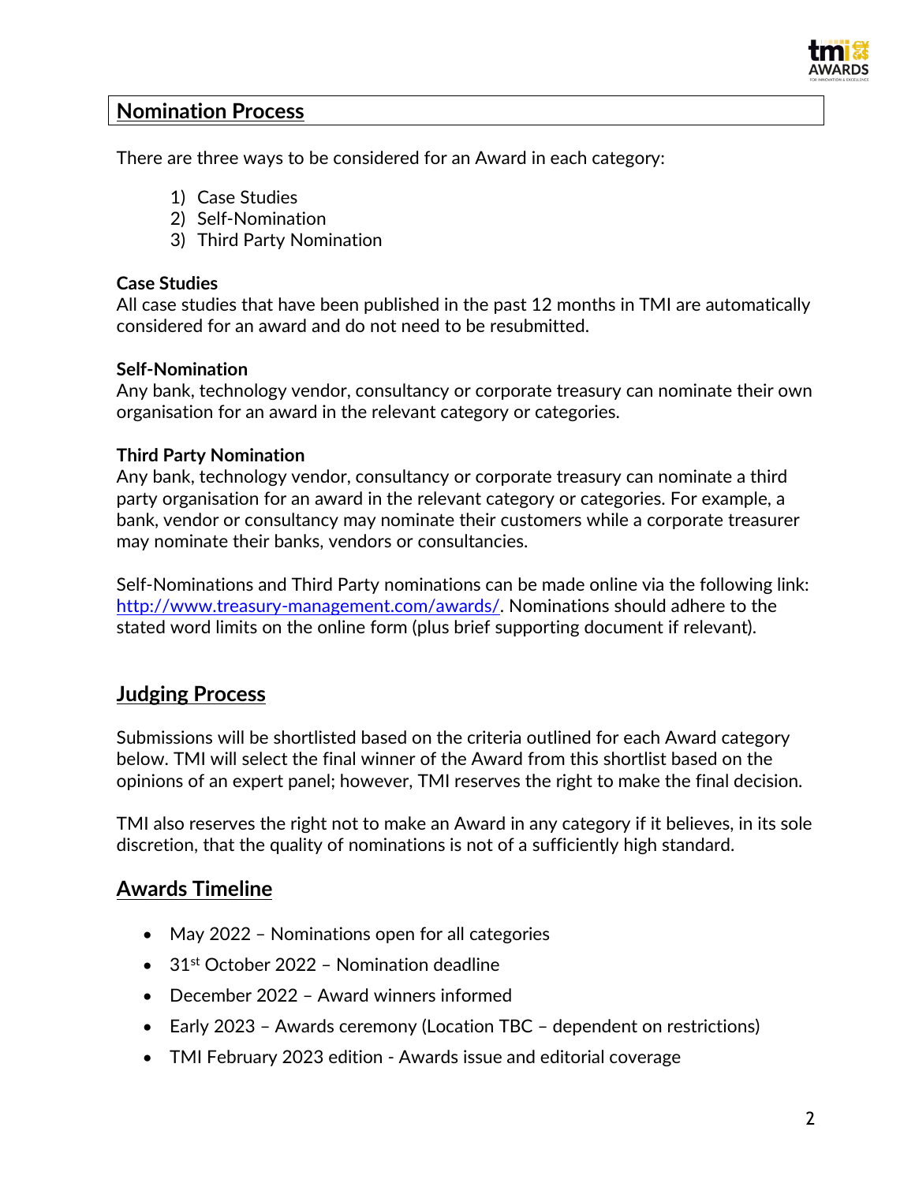## Nomination Process

There are three ways to be considered for an Award in each category:

1) Case Studies
2) Self-Nomination
3) Third Party Nomination

**Case Studies**
All case studies that have been published in the past 12 months in TMI are automatically considered for an award and do not need to be resubmitted.

**Self-Nomination**
Any bank, technology vendor, consultancy or corporate treasury can nominate their own organisation for an award in the relevant category or categories.

**Third Party Nomination**
Any bank, technology vendor, consultancy or corporate treasury can nominate a third party organisation for an award in the relevant category or categories. For example, a bank, vendor or consultancy may nominate their customers while a corporate treasurer may nominate their banks, vendors or consultancies.

Self-Nominations and Third Party nominations can be made online via the following link: [http://www.treasury-management.com/awards/](http://www.treasury-management.com/awards/). Nominations should adhere to the stated word limits on the online form (plus brief supporting document if relevant).

## Judging Process

Submissions will be shortlisted based on the criteria outlined for each Award category below. TMI will select the final winner of the Award from this shortlist based on the opinions of an expert panel; however, TMI reserves the right to make the final decision.

TMI also reserves the right not to make an Award in any category if it believes, in its sole discretion, that the quality of nominations is not of a sufficiently high standard.

## Awards Timeline

- May 2022 – Nominations open for all categories
- 31st October 2022 – Nomination deadline
- December 2022 – Award winners informed
- Early 2023 – Awards ceremony (Location TBC – dependent on restrictions)
- TMI February 2023 edition - Awards issue and editorial coverage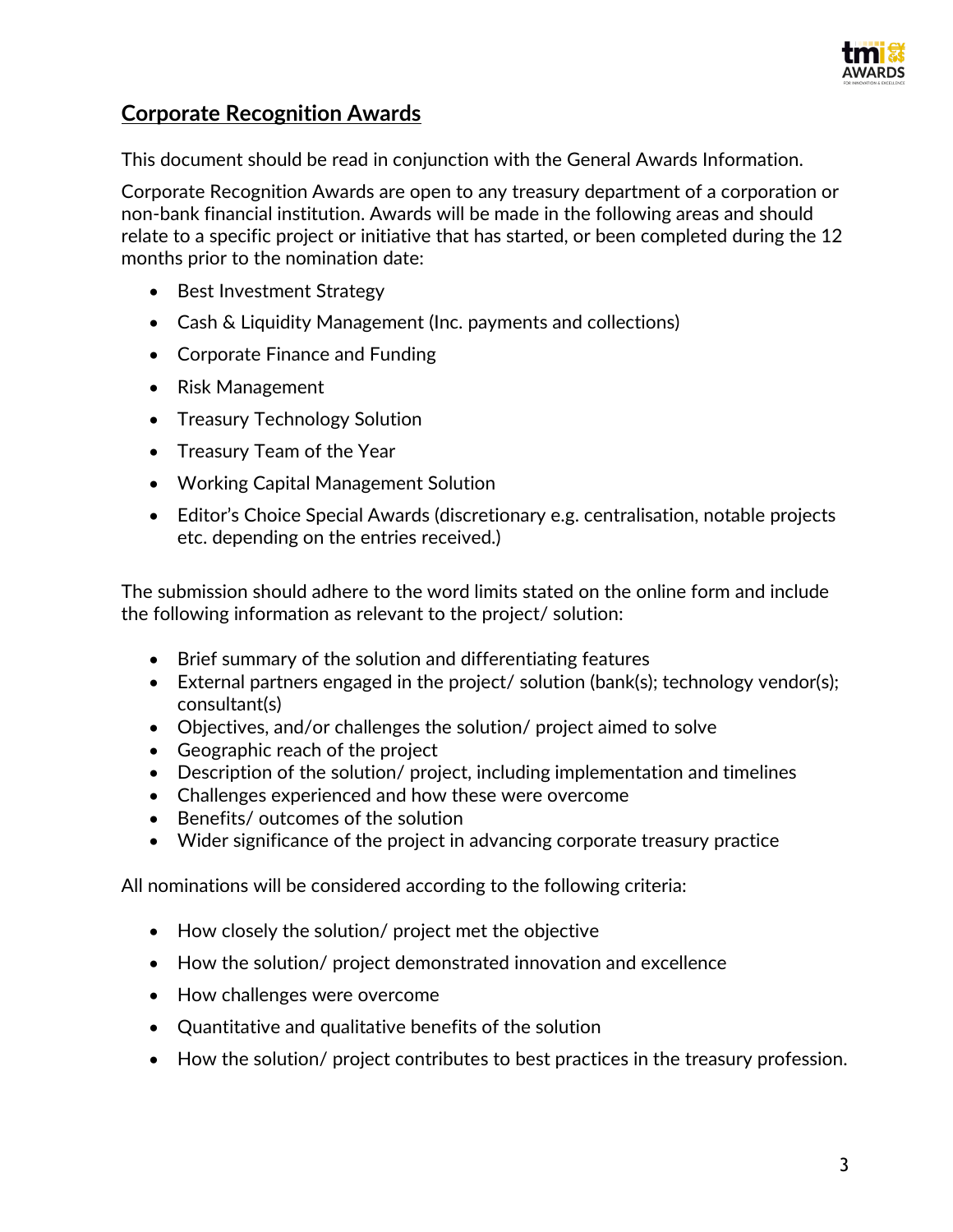## Corporate Recognition Awards

This document should be read in conjunction with the General Awards Information.

Corporate Recognition Awards are open to any treasury department of a corporation or non-bank financial institution. Awards will be made in the following areas and should relate to a specific project or initiative that has started, or been completed during the 12 months prior to the nomination date:

- Best Investment Strategy
- Cash & Liquidity Management (Inc. payments and collections)
- Corporate Finance and Funding
- Risk Management
- Treasury Technology Solution
- Treasury Team of the Year
- Working Capital Management Solution
- Editor's Choice Special Awards (discretionary e.g. centralisation, notable projects etc. depending on the entries received.)

The submission should adhere to the word limits stated on the online form and include the following information as relevant to the project/ solution:

- Brief summary of the solution and differentiating features
- External partners engaged in the project/ solution (bank(s); technology vendor(s); consultant(s)
- Objectives, and/or challenges the solution/ project aimed to solve
- Geographic reach of the project
- Description of the solution/ project, including implementation and timelines
- Challenges experienced and how these were overcome
- Benefits/ outcomes of the solution
- Wider significance of the project in advancing corporate treasury practice

All nominations will be considered according to the following criteria:

- How closely the solution/ project met the objective
- How the solution/ project demonstrated innovation and excellence
- How challenges were overcome
- Quantitative and qualitative benefits of the solution
- How the solution/ project contributes to best practices in the treasury profession.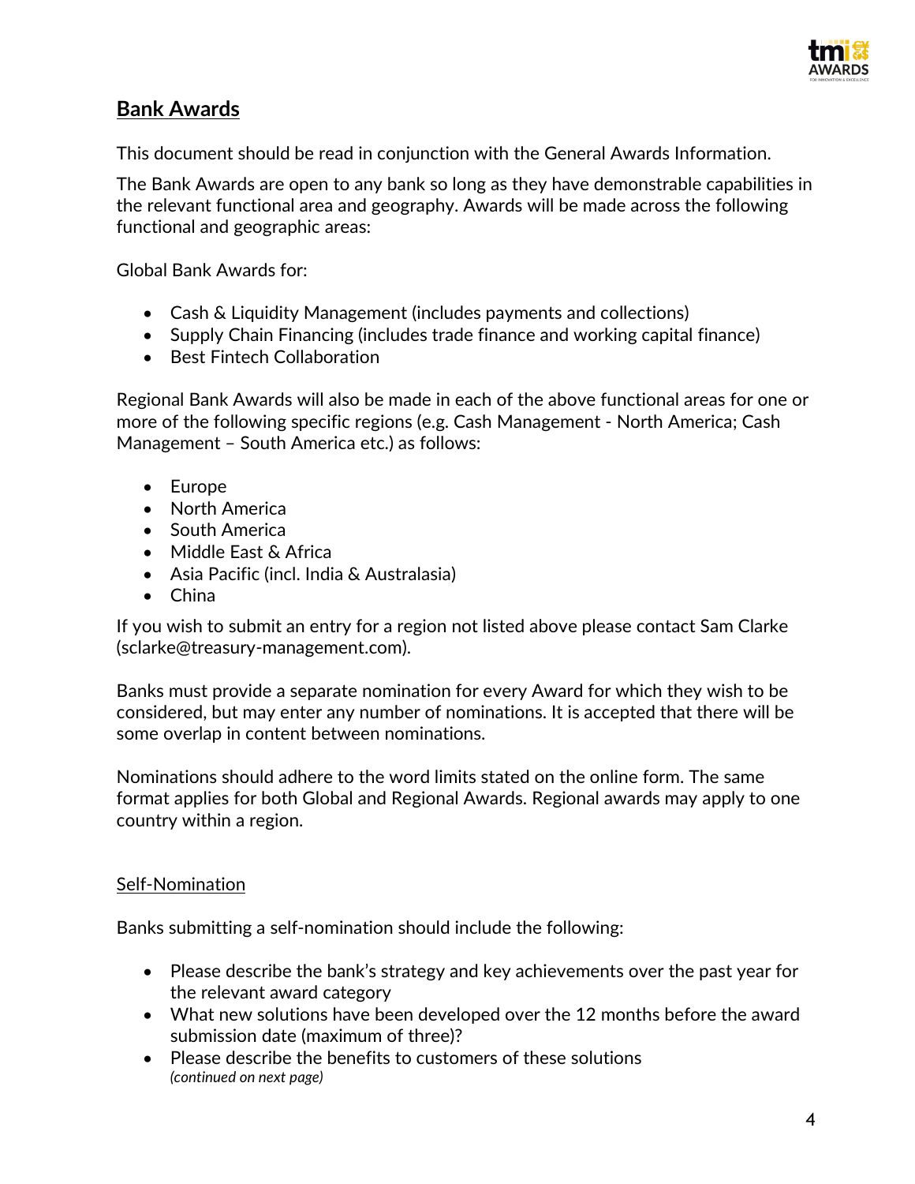## Bank Awards

This document should be read in conjunction with the General Awards Information.

The Bank Awards are open to any bank so long as they have demonstrable capabilities in the relevant functional area and geography. Awards will be made across the following functional and geographic areas:

Global Bank Awards for:

- Cash & Liquidity Management (includes payments and collections)
- Supply Chain Financing (includes trade finance and working capital finance)
- Best Fintech Collaboration

Regional Bank Awards will also be made in each of the above functional areas for one or more of the following specific regions (e.g. Cash Management - North America; Cash Management – South America etc.) as follows:

- Europe
- North America
- South America
- Middle East & Africa
- Asia Pacific (incl. India & Australasia)
- China

If you wish to submit an entry for a region not listed above please contact Sam Clarke (sclarke@treasury-management.com).

Banks must provide a separate nomination for every Award for which they wish to be considered, but may enter any number of nominations. It is accepted that there will be some overlap in content between nominations.

Nominations should adhere to the word limits stated on the online form. The same format applies for both Global and Regional Awards. Regional awards may apply to one country within a region.

Self-Nomination

Banks submitting a self-nomination should include the following:

- Please describe the bank's strategy and key achievements over the past year for the relevant award category
- What new solutions have been developed over the 12 months before the award submission date (maximum of three)?
- Please describe the benefits to customers of these solutions

*(continued on next page)*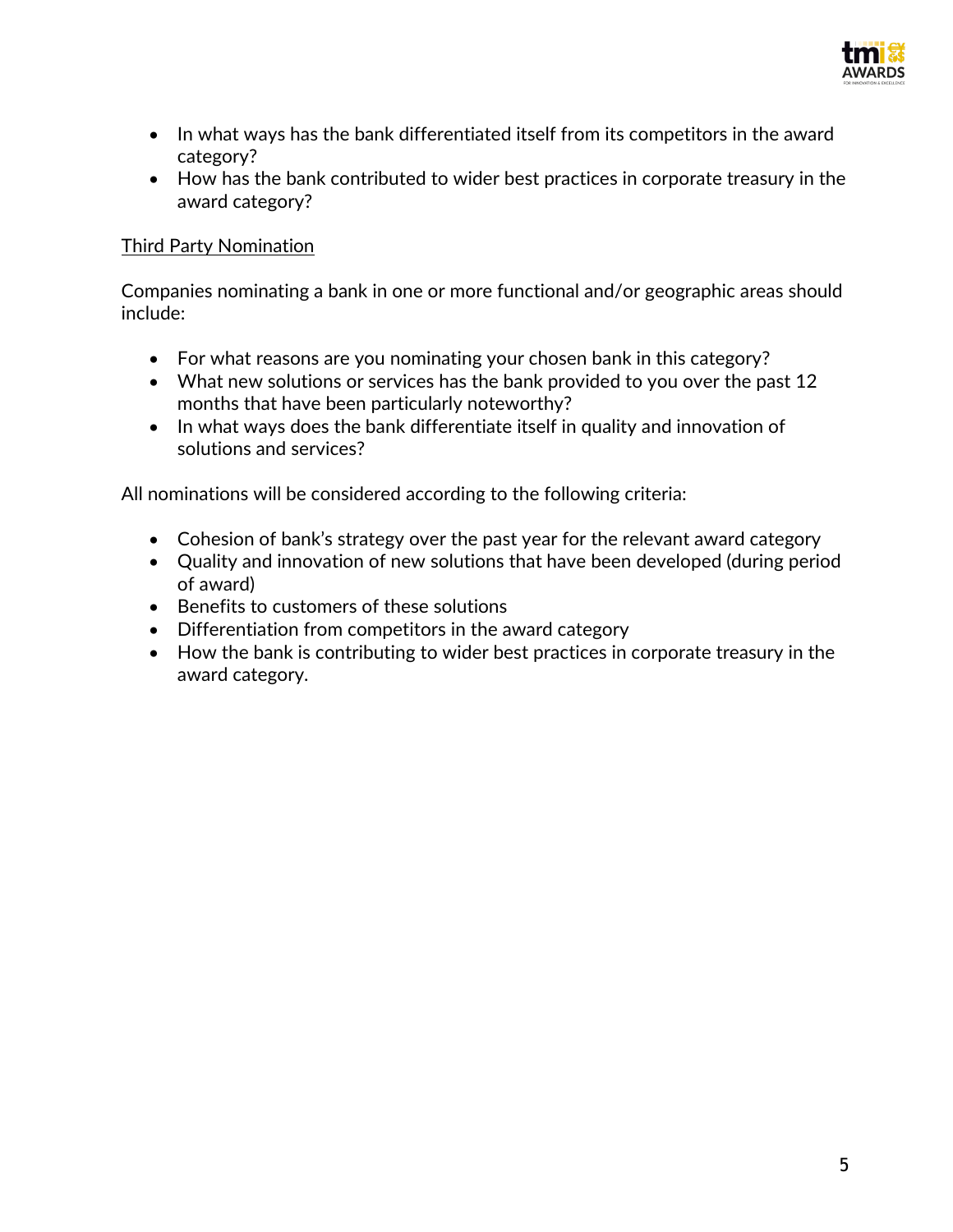- In what ways has the bank differentiated itself from its competitors in the award category?
- How has the bank contributed to wider best practices in corporate treasury in the award category?

Third Party Nomination

Companies nominating a bank in one or more functional and/or geographic areas should include:

- For what reasons are you nominating your chosen bank in this category?
- What new solutions or services has the bank provided to you over the past 12 months that have been particularly noteworthy?
- In what ways does the bank differentiate itself in quality and innovation of solutions and services?

All nominations will be considered according to the following criteria:

- Cohesion of bank's strategy over the past year for the relevant award category
- Quality and innovation of new solutions that have been developed (during period of award)
- Benefits to customers of these solutions
- Differentiation from competitors in the award category
- How the bank is contributing to wider best practices in corporate treasury in the award category.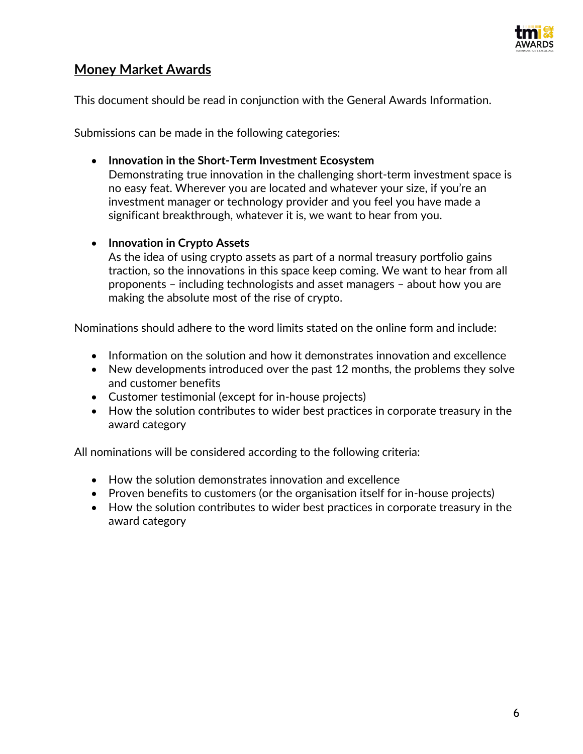## Money Market Awards

This document should be read in conjunction with the General Awards Information.

Submissions can be made in the following categories:

- **Innovation in the Short-Term Investment Ecosystem**
  Demonstrating true innovation in the challenging short-term investment space is no easy feat. Wherever you are located and whatever your size, if you're an investment manager or technology provider and you feel you have made a significant breakthrough, whatever it is, we want to hear from you.

- **Innovation in Crypto Assets**
  As the idea of using crypto assets as part of a normal treasury portfolio gains traction, so the innovations in this space keep coming. We want to hear from all proponents – including technologists and asset managers – about how you are making the absolute most of the rise of crypto.

Nominations should adhere to the word limits stated on the online form and include:

- Information on the solution and how it demonstrates innovation and excellence
- New developments introduced over the past 12 months, the problems they solve and customer benefits
- Customer testimonial (except for in-house projects)
- How the solution contributes to wider best practices in corporate treasury in the award category

All nominations will be considered according to the following criteria:

- How the solution demonstrates innovation and excellence
- Proven benefits to customers (or the organisation itself for in-house projects)
- How the solution contributes to wider best practices in corporate treasury in the award category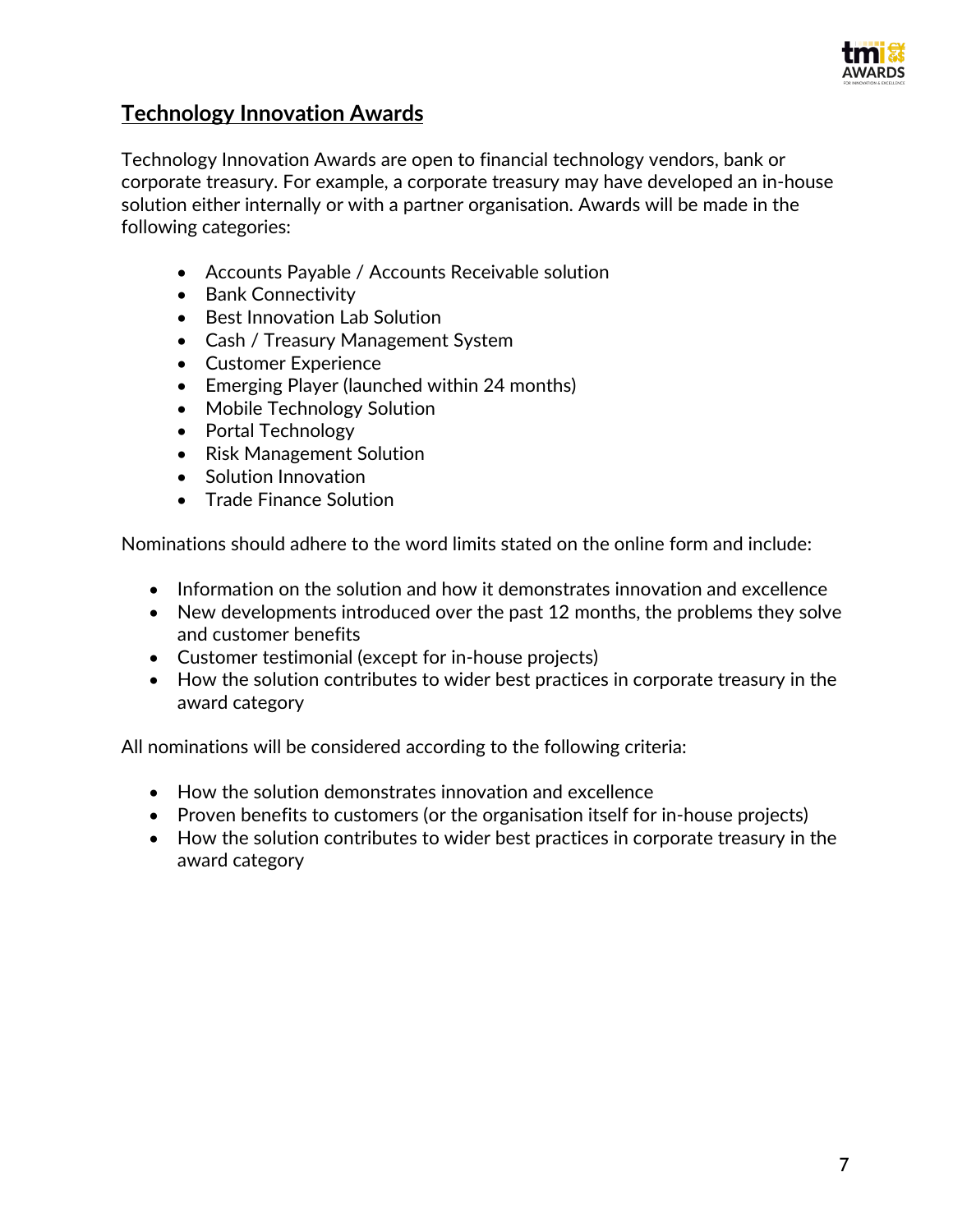## Technology Innovation Awards

Technology Innovation Awards are open to financial technology vendors, bank or corporate treasury. For example, a corporate treasury may have developed an in-house solution either internally or with a partner organisation. Awards will be made in the following categories:

- Accounts Payable / Accounts Receivable solution
- Bank Connectivity
- Best Innovation Lab Solution
- Cash / Treasury Management System
- Customer Experience
- Emerging Player (launched within 24 months)
- Mobile Technology Solution
- Portal Technology
- Risk Management Solution
- Solution Innovation
- Trade Finance Solution

Nominations should adhere to the word limits stated on the online form and include:

- Information on the solution and how it demonstrates innovation and excellence
- New developments introduced over the past 12 months, the problems they solve and customer benefits
- Customer testimonial (except for in-house projects)
- How the solution contributes to wider best practices in corporate treasury in the award category

All nominations will be considered according to the following criteria:

- How the solution demonstrates innovation and excellence
- Proven benefits to customers (or the organisation itself for in-house projects)
- How the solution contributes to wider best practices in corporate treasury in the award category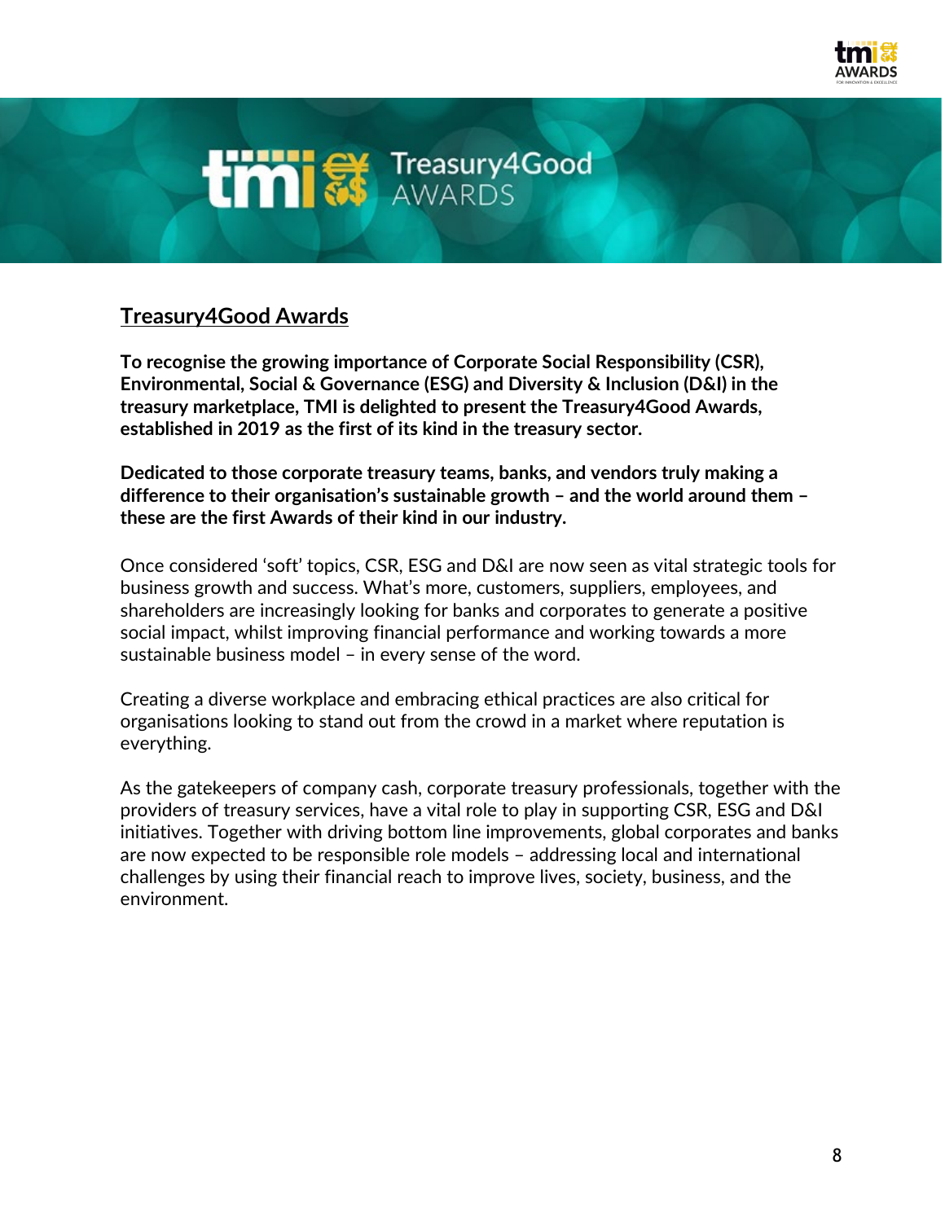## Treasury4Good Awards

**To recognise the growing importance of Corporate Social Responsibility (CSR), Environmental, Social & Governance (ESG) and Diversity & Inclusion (D&I) in the treasury marketplace, TMI is delighted to present the Treasury4Good Awards, established in 2019 as the first of its kind in the treasury sector.**

**Dedicated to those corporate treasury teams, banks, and vendors truly making a difference to their organisation's sustainable growth – and the world around them – these are the first Awards of their kind in our industry.**

Once considered 'soft' topics, CSR, ESG and D&I are now seen as vital strategic tools for business growth and success. What's more, customers, suppliers, employees, and shareholders are increasingly looking for banks and corporates to generate a positive social impact, whilst improving financial performance and working towards a more sustainable business model – in every sense of the word.

Creating a diverse workplace and embracing ethical practices are also critical for organisations looking to stand out from the crowd in a market where reputation is everything.

As the gatekeepers of company cash, corporate treasury professionals, together with the providers of treasury services, have a vital role to play in supporting CSR, ESG and D&I initiatives. Together with driving bottom line improvements, global corporates and banks are now expected to be responsible role models – addressing local and international challenges by using their financial reach to improve lives, society, business, and the environment.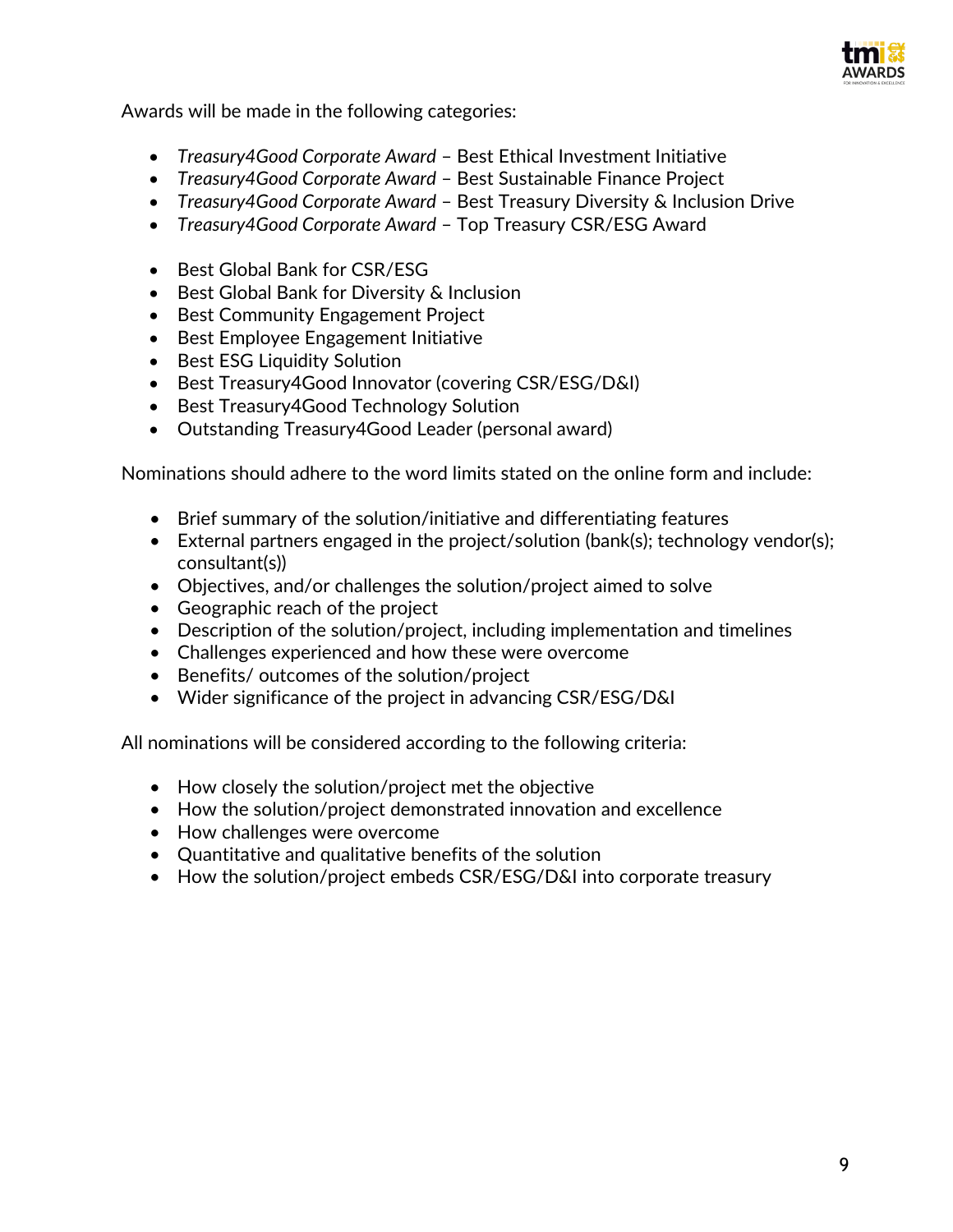Awards will be made in the following categories:

- *Treasury4Good Corporate Award* – Best Ethical Investment Initiative
- *Treasury4Good Corporate Award* – Best Sustainable Finance Project
- *Treasury4Good Corporate Award* – Best Treasury Diversity & Inclusion Drive
- *Treasury4Good Corporate Award* – Top Treasury CSR/ESG Award

- Best Global Bank for CSR/ESG
- Best Global Bank for Diversity & Inclusion
- Best Community Engagement Project
- Best Employee Engagement Initiative
- Best ESG Liquidity Solution
- Best Treasury4Good Innovator (covering CSR/ESG/D&I)
- Best Treasury4Good Technology Solution
- Outstanding Treasury4Good Leader (personal award)

Nominations should adhere to the word limits stated on the online form and include:

- Brief summary of the solution/initiative and differentiating features
- External partners engaged in the project/solution (bank(s); technology vendor(s); consultant(s))
- Objectives, and/or challenges the solution/project aimed to solve
- Geographic reach of the project
- Description of the solution/project, including implementation and timelines
- Challenges experienced and how these were overcome
- Benefits/ outcomes of the solution/project
- Wider significance of the project in advancing CSR/ESG/D&I

All nominations will be considered according to the following criteria:

- How closely the solution/project met the objective
- How the solution/project demonstrated innovation and excellence
- How challenges were overcome
- Quantitative and qualitative benefits of the solution
- How the solution/project embeds CSR/ESG/D&I into corporate treasury